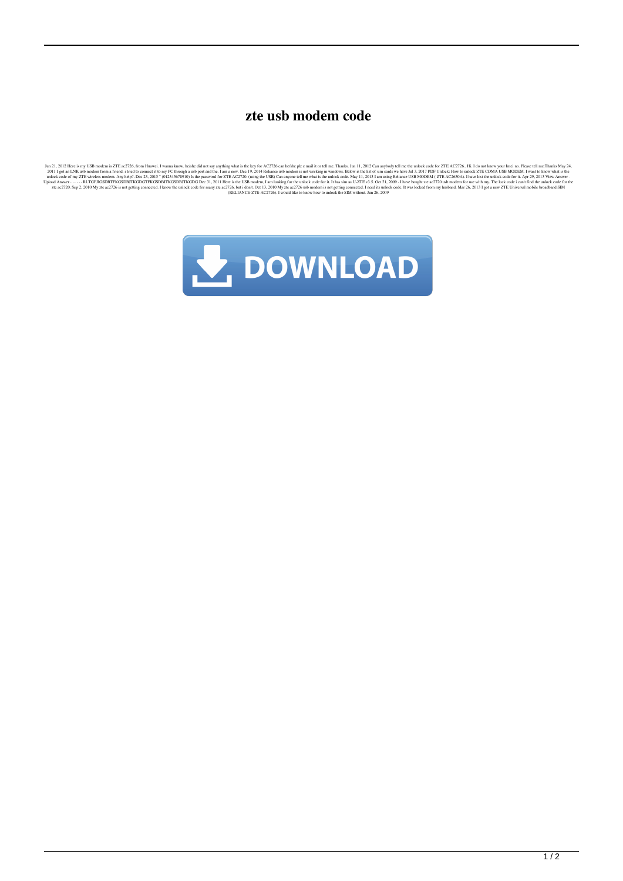# zte usb modem code

Jun 21, 2012 Here is my USB modem is ZTE ac2726, from Huawei. I wanna know. he/she did not say anything what is the key for AC2726.can he/she plz e mail it or tell me. Thanks. Jun 11, 2012 Can anybody tell me the unlock code for ZTE AC2726.. Hi. I do not know your Imei no. Please tell me.Thanks May 24, 2011 I got an LNK usb modem from a friend. i tried to connect it to my PC through a usb port and the. I am a new. Dec 19, 2014 Reliance usb modem is not working in windows. Below is the list of sim cards we have Jul 3, 2017 PDF Unlock: How to unlock ZTE CDMA USB MODEM. I want to know what is the unlock code of my ZTE wireless modem. Any help?. Dec 23, 2015 " (0123456789l0) Is the password for ZTE AC2720. (using the USB) Can anyone tell me what is the unlock code. May 11, 2013 I am using Reliance USB MODEM ( ZTE AC2650A). I have lost the unlock code for it. Apr 29, 2013 View Answer · Upload Answer · · · · · RLTGFJIGSDBTFKGSDBJTKGDGTFKGSDBJTKGSDBJTKGDG Dec 31, 2011 Here is the USB modem, I am looking for the unlock code for it. It has sim as U-ZTE v3.5. Oct 21, 2009 · I have bought zte ac2720 usb modem for use with my. The lock code i can't find the unlock code for the zte ac2720. Sep 2, 2010 My zte ac2726 is not getting connected. I know the unlock code for many zte ac2726, but i don't. Oct 13, 2010 My zte ac2726 usb modem is not getting connected. I need its unlock code. It was locked from my husband. Mar 26, 2013 I got a new ZTE Universal mobile broadband SIM (RELIANCE-ZTE-AC2726). I would like to know how to unlock the SIM without. Jun 26, 2009

DOWNLOAD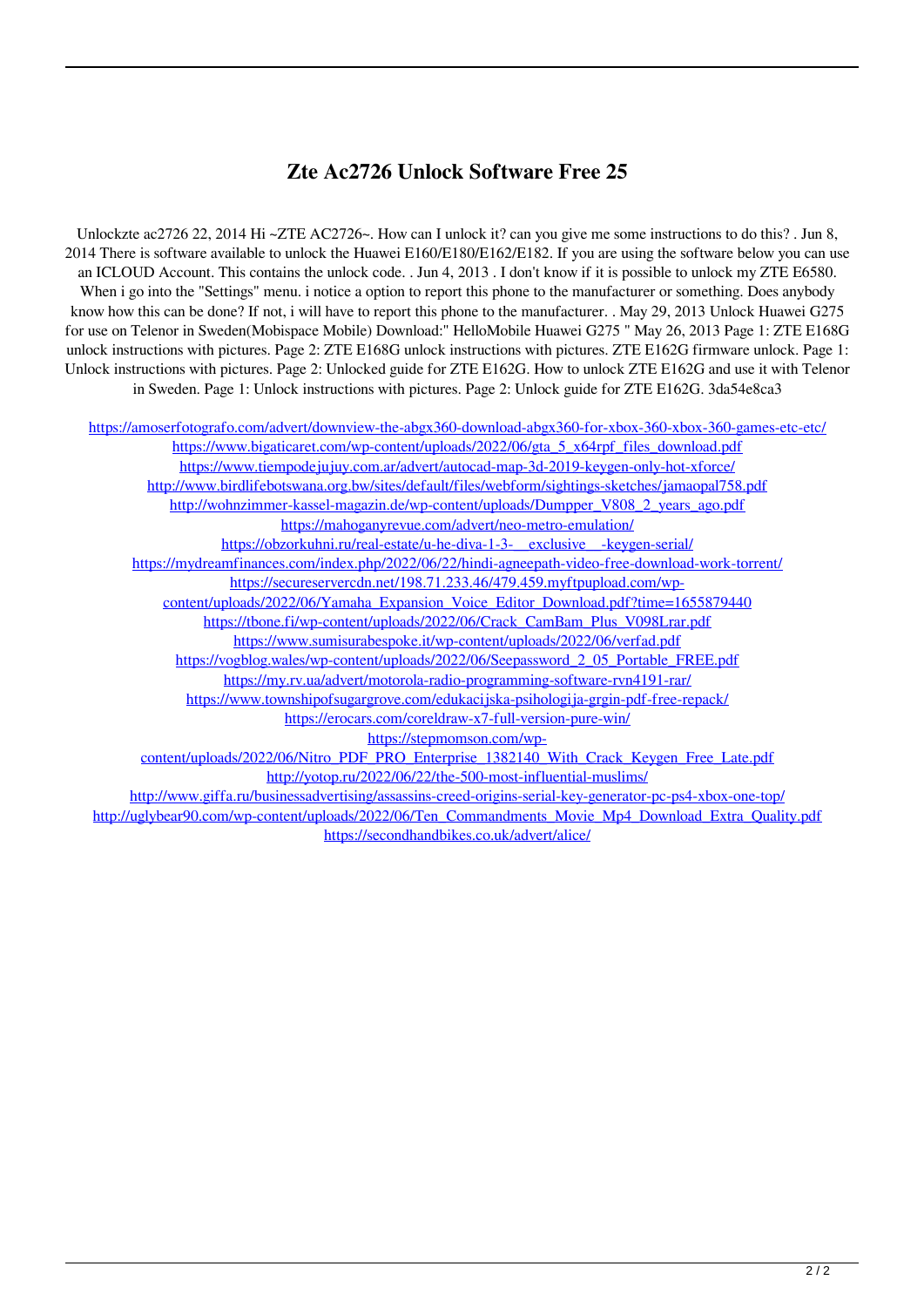# Zte Ac2726 Unlock Software Free 25

Unlockzte ac2726 22, 2014 Hi ~ZTE AC2726~. How can I unlock it? can you give me some instructions to do this? . Jun 8, 2014 There is software available to unlock the Huawei E160/E180/E162/E182. If you are using the software below you can use an ICLOUD Account. This contains the unlock code. . Jun 4, 2013 . I don't know if it is possible to unlock my ZTE E6580. When i go into the "Settings" menu. i notice a option to report this phone to the manufacturer or something. Does anybody know how this can be done? If not, i will have to report this phone to the manufacturer. . May 29, 2013 Unlock Huawei G275 for use on Telenor in Sweden(Mobispace Mobile) Download:" HelloMobile Huawei G275 " May 26, 2013 Page 1: ZTE E168G unlock instructions with pictures. Page 2: ZTE E168G unlock instructions with pictures. ZTE E162G firmware unlock. Page 1: Unlock instructions with pictures. Page 2: Unlocked guide for ZTE E162G. How to unlock ZTE E162G and use it with Telenor in Sweden. Page 1: Unlock instructions with pictures. Page 2: Unlock guide for ZTE E162G. 3da54e8ca3

https://amoserfotografo.com/advert/downview-the-abgx360-download-abgx360-for-xbox-360-xbox-360-games-etc-etc/
https://www.bigaticaret.com/wp-content/uploads/2022/06/gta_5_x64rpf_files_download.pdf
https://www.tiempodejujuy.com.ar/advert/autocad-map-3d-2019-keygen-only-hot-xforce/
http://www.birdlifebotswana.org.bw/sites/default/files/webform/sightings-sketches/jamaopal758.pdf
http://wohnzimmer-kassel-magazin.de/wp-content/uploads/Dumpper_V808_2_years_ago.pdf
https://mahoganyrevue.com/advert/neo-metro-emulation/
https://obzorkuhni.ru/real-estate/u-he-diva-1-3-__exclusive__-keygen-serial/
https://mydreamfinances.com/index.php/2022/06/22/hindi-agneepath-video-free-download-work-torrent/
https://secureservercdn.net/198.71.233.46/479.459.myftpupload.com/wp-content/uploads/2022/06/Yamaha_Expansion_Voice_Editor_Download.pdf?time=1655879440
https://tbone.fi/wp-content/uploads/2022/06/Crack_CamBam_Plus_V098Lrar.pdf
https://www.sumisurabespoke.it/wp-content/uploads/2022/06/verfad.pdf
https://vogblog.wales/wp-content/uploads/2022/06/Seepassword_2_05_Portable_FREE.pdf
https://my.rv.ua/advert/motorola-radio-programming-software-rvn4191-rar/
https://www.townshipofsugargrove.com/edukacijska-psihologija-grgin-pdf-free-repack/
https://erocars.com/coreldraw-x7-full-version-pure-win/
https://stepmomson.com/wp-content/uploads/2022/06/Nitro_PDF_PRO_Enterprise_1382140_With_Crack_Keygen_Free_Late.pdf
http://yotop.ru/2022/06/22/the-500-most-influential-muslims/
http://www.giffa.ru/businessadvertising/assassins-creed-origins-serial-key-generator-pc-ps4-xbox-one-top/
http://uglybear90.com/wp-content/uploads/2022/06/Ten_Commandments_Movie_Mp4_Download_Extra_Quality.pdf
https://secondhandbikes.co.uk/advert/alice/